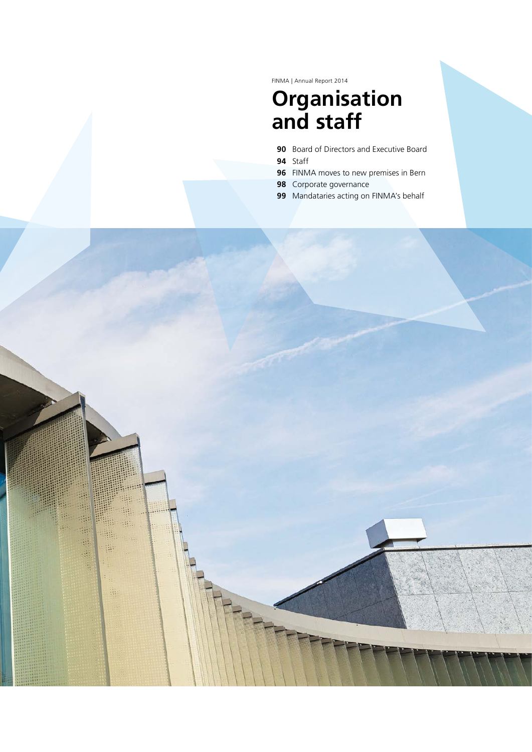# Organisation and staff

**90** Board of Directors and Executive Board
**94** Staff
**96** FINMA moves to new premises in Bern
**98** Corporate governance
**99** Mandataries acting on FINMA's behalf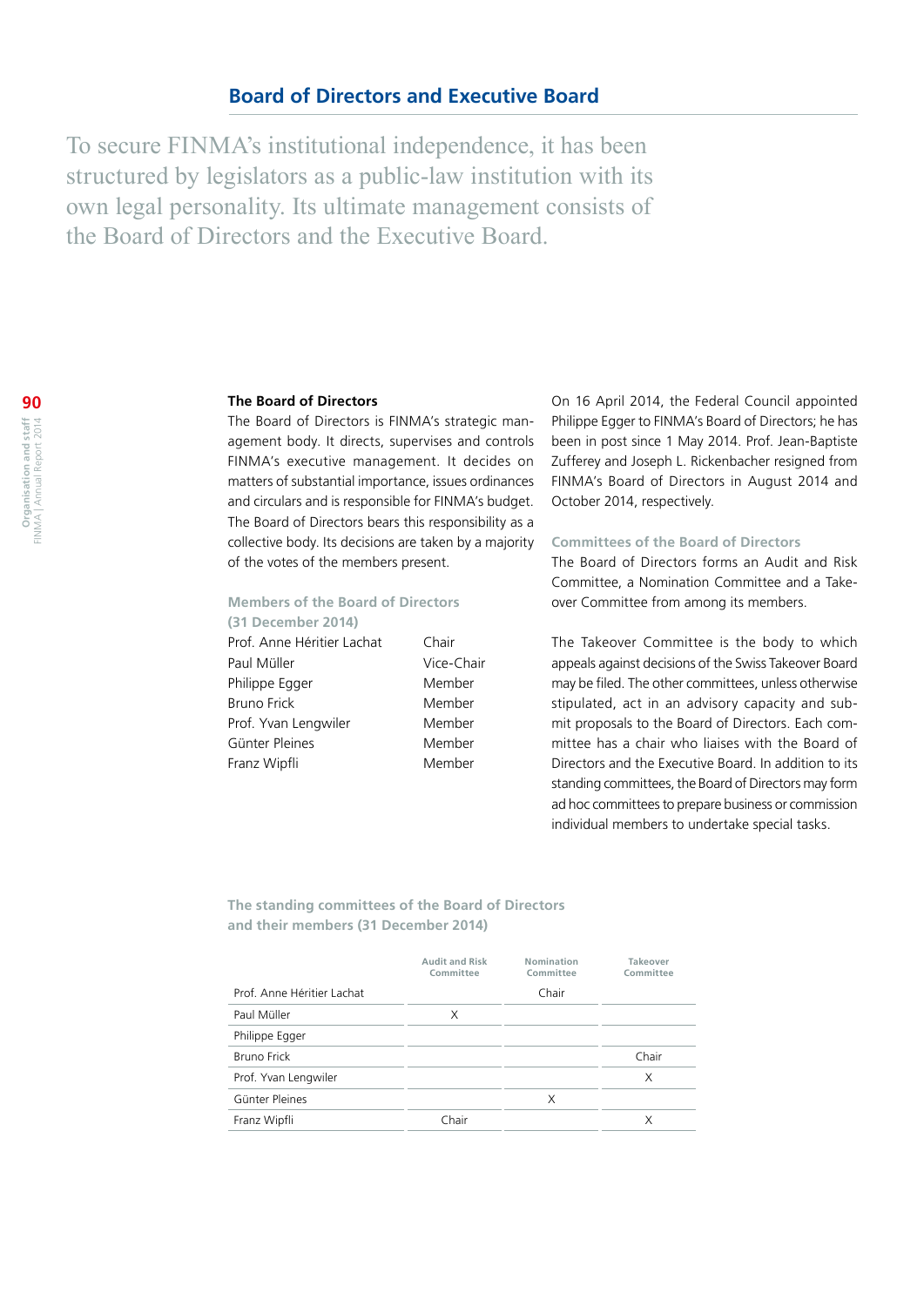## Board of Directors and Executive Board

To secure FINMA's institutional independence, it has been structured by legislators as a public-law institution with its own legal personality. Its ultimate management consists of the Board of Directors and the Executive Board.

### The Board of Directors

The Board of Directors is FINMA's strategic management body. It directs, supervises and controls FINMA's executive management. It decides on matters of substantial importance, issues ordinances and circulars and is responsible for FINMA's budget. The Board of Directors bears this responsibility as a collective body. Its decisions are taken by a majority of the votes of the members present.

#### Members of the Board of Directors (31 December 2014)

| | |
|---|---|
| Prof. Anne Héritier Lachat | Chair |
| Paul Müller | Vice-Chair |
| Philippe Egger | Member |
| Bruno Frick | Member |
| Prof. Yvan Lengwiler | Member |
| Günter Pleines | Member |
| Franz Wipfli | Member |

On 16 April 2014, the Federal Council appointed Philippe Egger to FINMA's Board of Directors; he has been in post since 1 May 2014. Prof. Jean-Baptiste Zufferey and Joseph L. Rickenbacher resigned from FINMA's Board of Directors in August 2014 and October 2014, respectively.

#### Committees of the Board of Directors

The Board of Directors forms an Audit and Risk Committee, a Nomination Committee and a Takeover Committee from among its members.

The Takeover Committee is the body to which appeals against decisions of the Swiss Takeover Board may be filed. The other committees, unless otherwise stipulated, act in an advisory capacity and submit proposals to the Board of Directors. Each committee has a chair who liaises with the Board of Directors and the Executive Board. In addition to its standing committees, the Board of Directors may form ad hoc committees to prepare business or commission individual members to undertake special tasks.

#### The standing committees of the Board of Directors and their members (31 December 2014)

| | Audit and Risk Committee | Nomination Committee | Takeover Committee |
|---|---|---|---|
| Prof. Anne Héritier Lachat | | Chair | |
| Paul Müller | X | | |
| Philippe Egger | | | |
| Bruno Frick | | | Chair |
| Prof. Yvan Lengwiler | | | X |
| Günter Pleines | | X | |
| Franz Wipfli | Chair | | X |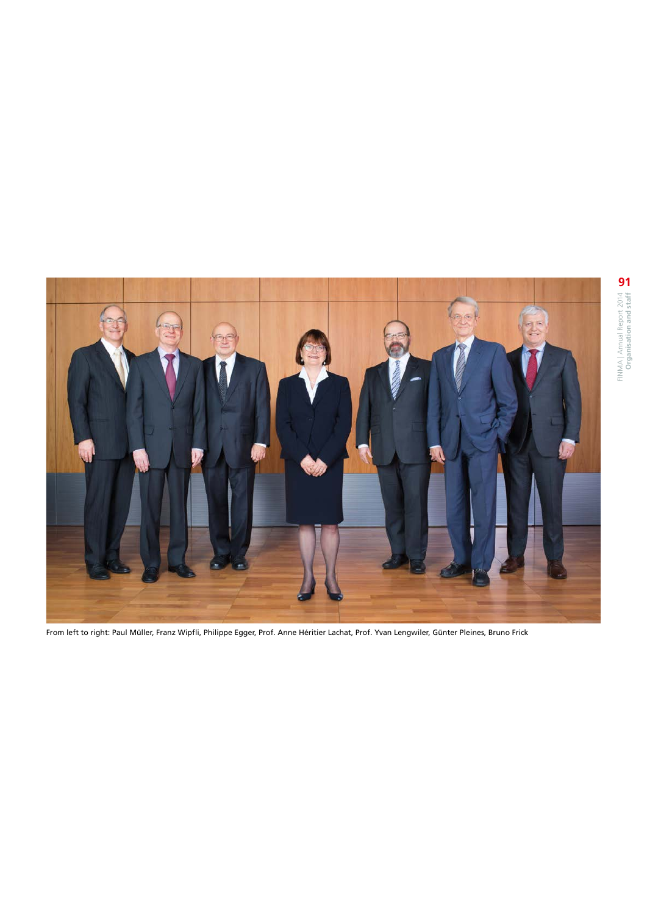From left to right: Paul Müller, Franz Wipfli, Philippe Egger, Prof. Anne Héritier Lachat, Prof. Yvan Lengwiler, Günter Pleines, Bruno Frick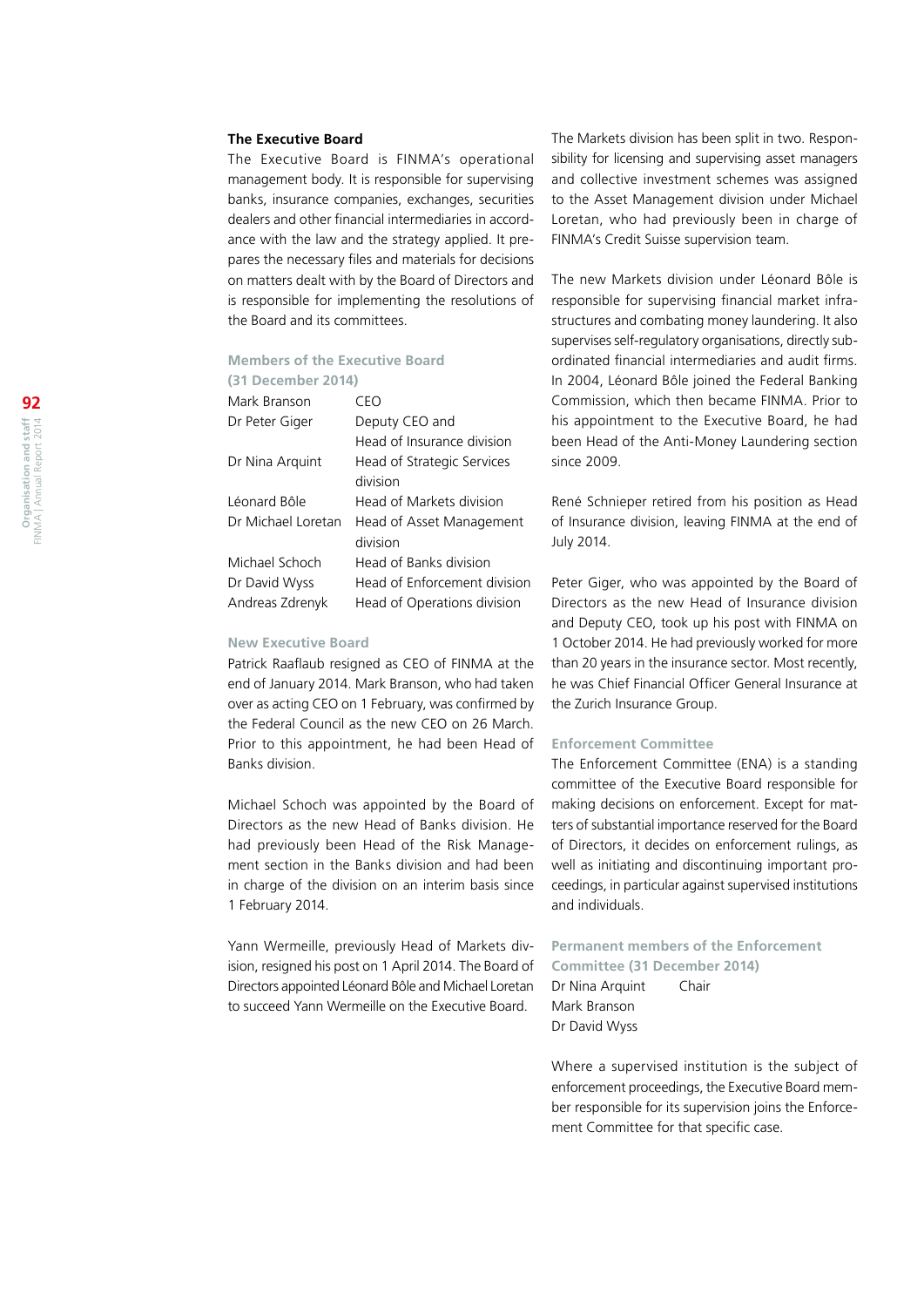### The Executive Board

The Executive Board is FINMA's operational management body. It is responsible for supervising banks, insurance companies, exchanges, securities dealers and other financial intermediaries in accordance with the law and the strategy applied. It prepares the necessary files and materials for decisions on matters dealt with by the Board of Directors and is responsible for implementing the resolutions of the Board and its committees.

#### Members of the Executive Board (31 December 2014)

| | |
|---|---|
| Mark Branson | CEO |
| Dr Peter Giger | Deputy CEO and Head of Insurance division |
| Dr Nina Arquint | Head of Strategic Services division |
| Léonard Bôle | Head of Markets division |
| Dr Michael Loretan | Head of Asset Management division |
| Michael Schoch | Head of Banks division |
| Dr David Wyss | Head of Enforcement division |
| Andreas Zdrenyk | Head of Operations division |

#### New Executive Board

Patrick Raaflaub resigned as CEO of FINMA at the end of January 2014. Mark Branson, who had taken over as acting CEO on 1 February, was confirmed by the Federal Council as the new CEO on 26 March. Prior to this appointment, he had been Head of Banks division.

Michael Schoch was appointed by the Board of Directors as the new Head of Banks division. He had previously been Head of the Risk Management section in the Banks division and had been in charge of the division on an interim basis since 1 February 2014.

Yann Wermeille, previously Head of Markets division, resigned his post on 1 April 2014. The Board of Directors appointed Léonard Bôle and Michael Loretan to succeed Yann Wermeille on the Executive Board.

The Markets division has been split in two. Responsibility for licensing and supervising asset managers and collective investment schemes was assigned to the Asset Management division under Michael Loretan, who had previously been in charge of FINMA's Credit Suisse supervision team.

The new Markets division under Léonard Bôle is responsible for supervising financial market infrastructures and combating money laundering. It also supervises self-regulatory organisations, directly subordinated financial intermediaries and audit firms. In 2004, Léonard Bôle joined the Federal Banking Commission, which then became FINMA. Prior to his appointment to the Executive Board, he had been Head of the Anti-Money Laundering section since 2009.

René Schnieper retired from his position as Head of Insurance division, leaving FINMA at the end of July 2014.

Peter Giger, who was appointed by the Board of Directors as the new Head of Insurance division and Deputy CEO, took up his post with FINMA on 1 October 2014. He had previously worked for more than 20 years in the insurance sector. Most recently, he was Chief Financial Officer General Insurance at the Zurich Insurance Group.

#### Enforcement Committee

The Enforcement Committee (ENA) is a standing committee of the Executive Board responsible for making decisions on enforcement. Except for matters of substantial importance reserved for the Board of Directors, it decides on enforcement rulings, as well as initiating and discontinuing important proceedings, in particular against supervised institutions and individuals.

#### Permanent members of the Enforcement Committee (31 December 2014)

| | |
|---|---|
| Dr Nina Arquint | Chair |
| Mark Branson | |
| Dr David Wyss | |

Where a supervised institution is the subject of enforcement proceedings, the Executive Board member responsible for its supervision joins the Enforcement Committee for that specific case.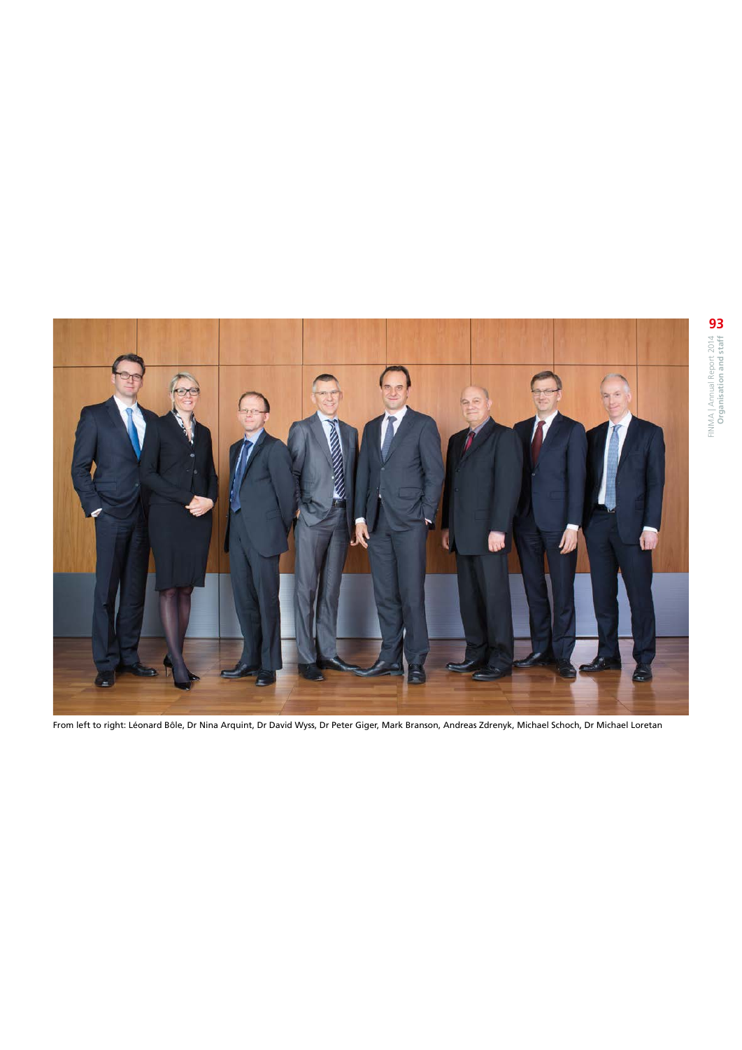From left to right: Léonard Bôle, Dr Nina Arquint, Dr David Wyss, Dr Peter Giger, Mark Branson, Andreas Zdrenyk, Michael Schoch, Dr Michael Loretan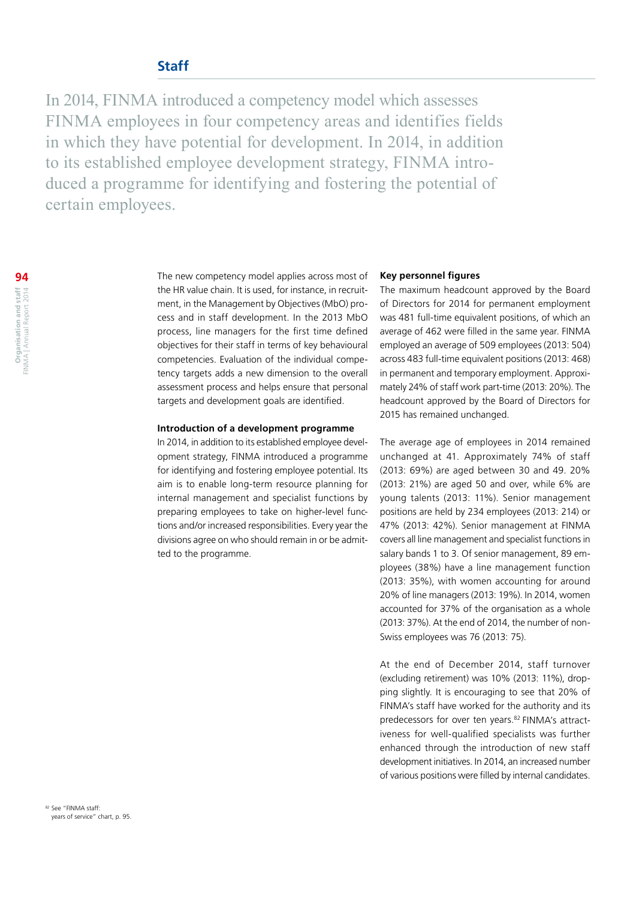## Staff

In 2014, FINMA introduced a competency model which assesses FINMA employees in four competency areas and identifies fields in which they have potential for development. In 2014, in addition to its established employee development strategy, FINMA introduced a programme for identifying and fostering the potential of certain employees.

The new competency model applies across most of the HR value chain. It is used, for instance, in recruitment, in the Management by Objectives (MbO) process and in staff development. In the 2013 MbO process, line managers for the first time defined objectives for their staff in terms of key behavioural competencies. Evaluation of the individual competency targets adds a new dimension to the overall assessment process and helps ensure that personal targets and development goals are identified.

### Introduction of a development programme

In 2014, in addition to its established employee development strategy, FINMA introduced a programme for identifying and fostering employee potential. Its aim is to enable long-term resource planning for internal management and specialist functions by preparing employees to take on higher-level functions and/or increased responsibilities. Every year the divisions agree on who should remain in or be admitted to the programme.

### Key personnel figures

The maximum headcount approved by the Board of Directors for 2014 for permanent employment was 481 full-time equivalent positions, of which an average of 462 were filled in the same year. FINMA employed an average of 509 employees (2013: 504) across 483 full-time equivalent positions (2013: 468) in permanent and temporary employment. Approximately 24% of staff work part-time (2013: 20%). The headcount approved by the Board of Directors for 2015 has remained unchanged.

The average age of employees in 2014 remained unchanged at 41. Approximately 74% of staff (2013: 69%) are aged between 30 and 49. 20% (2013: 21%) are aged 50 and over, while 6% are young talents (2013: 11%). Senior management positions are held by 234 employees (2013: 214) or 47% (2013: 42%). Senior management at FINMA covers all line management and specialist functions in salary bands 1 to 3. Of senior management, 89 employees (38%) have a line management function (2013: 35%), with women accounting for around 20% of line managers (2013: 19%). In 2014, women accounted for 37% of the organisation as a whole (2013: 37%). At the end of 2014, the number of non-Swiss employees was 76 (2013: 75).

At the end of December 2014, staff turnover (excluding retirement) was 10% (2013: 11%), dropping slightly. It is encouraging to see that 20% of FINMA's staff have worked for the authority and its predecessors for over ten years.[82] FINMA's attractiveness for well-qualified specialists was further enhanced through the introduction of new staff development initiatives. In 2014, an increased number of various positions were filled by internal candidates.

[82] See "FINMA staff: years of service" chart, p. 95.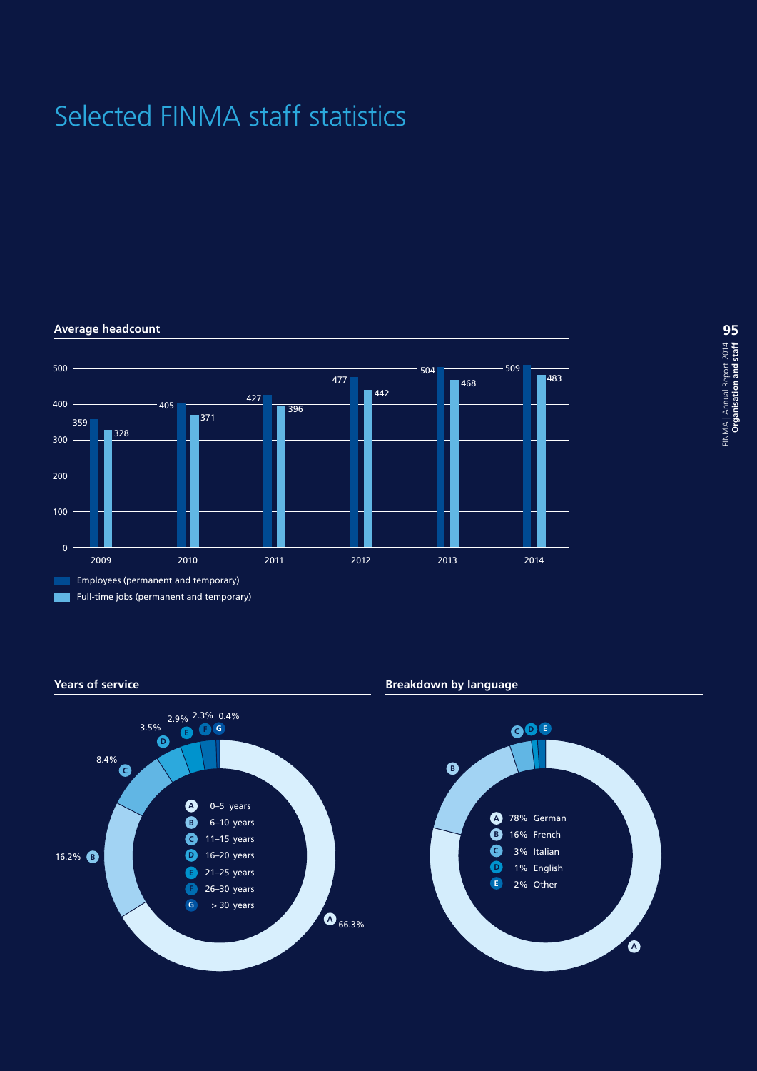# Selected FINMA staff statistics

## Average headcount

| Year | Employees (permanent and temporary) | Full-time jobs (permanent and temporary) |
|---|---|---|
| 2009 | 359 | 328 |
| 2010 | 405 | 371 |
| 2011 | 427 | 396 |
| 2012 | 477 | 442 |
| 2013 | 504 | 468 |
| 2014 | 509 | 483 |

## Years of service

| | Years of service | Share |
|---|---|---|
| A | 0–5 years | 66.3% |
| B | 6–10 years | 16.2% |
| C | 11–15 years | 8.4% |
| D | 16–20 years | 3.5% |
| E | 21–25 years | 2.9% |
| F | 26–30 years | 2.3% |
| G | > 30 years | 0.4% |

## Breakdown by language

| | Share | Language |
|---|---|---|
| A | 78% | German |
| B | 16% | French |
| C | 3% | Italian |
| D | 1% | English |
| E | 2% | Other |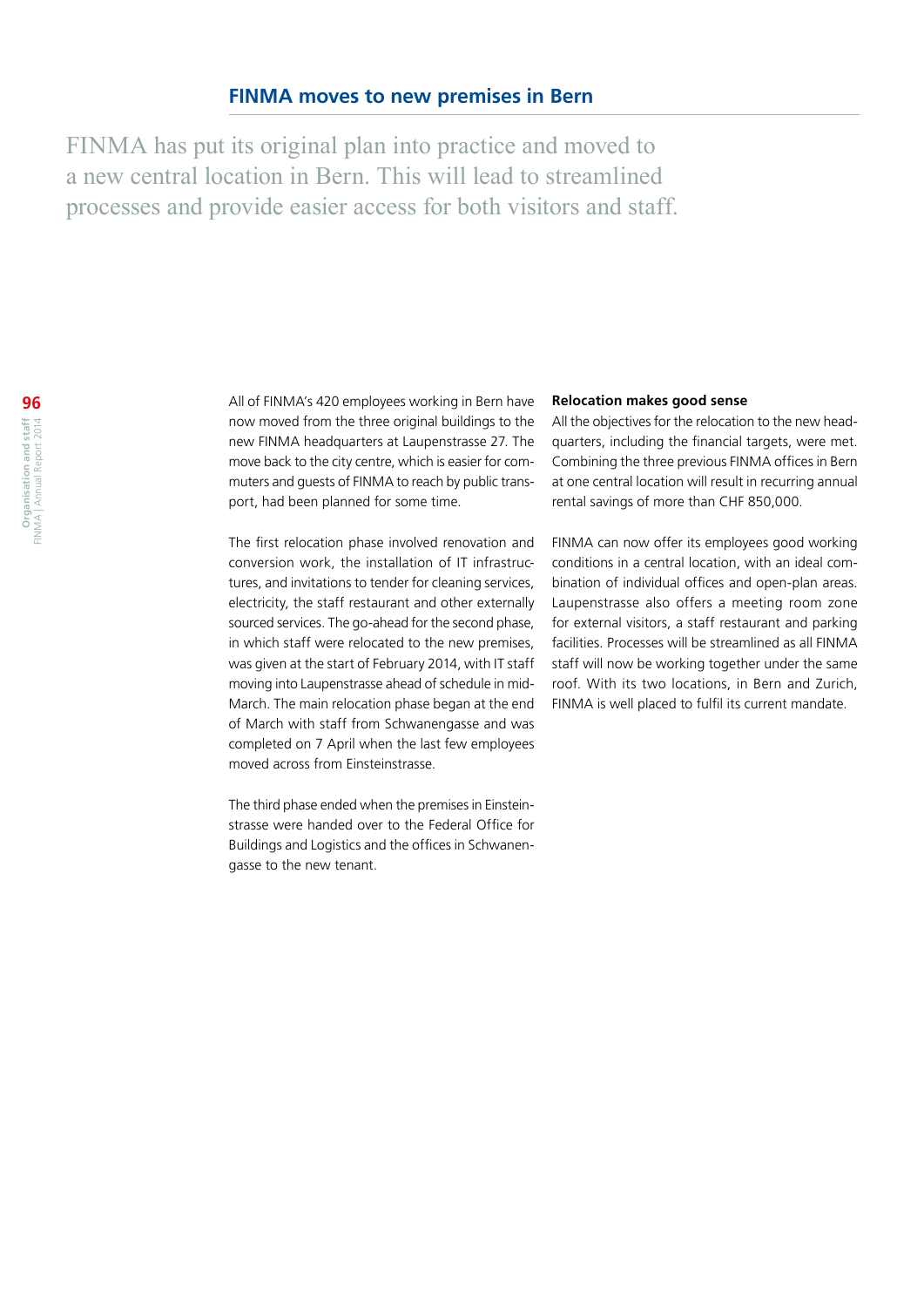## FINMA moves to new premises in Bern

FINMA has put its original plan into practice and moved to a new central location in Bern. This will lead to streamlined processes and provide easier access for both visitors and staff.

All of FINMA's 420 employees working in Bern have now moved from the three original buildings to the new FINMA headquarters at Laupenstrasse 27. The move back to the city centre, which is easier for commuters and guests of FINMA to reach by public transport, had been planned for some time.

The first relocation phase involved renovation and conversion work, the installation of IT infrastructures, and invitations to tender for cleaning services, electricity, the staff restaurant and other externally sourced services. The go-ahead for the second phase, in which staff were relocated to the new premises, was given at the start of February 2014, with IT staff moving into Laupenstrasse ahead of schedule in mid-March. The main relocation phase began at the end of March with staff from Schwanengasse and was completed on 7 April when the last few employees moved across from Einsteinstrasse.

The third phase ended when the premises in Einsteinstrasse were handed over to the Federal Office for Buildings and Logistics and the offices in Schwanengasse to the new tenant.

**Relocation makes good sense**

All the objectives for the relocation to the new headquarters, including the financial targets, were met. Combining the three previous FINMA offices in Bern at one central location will result in recurring annual rental savings of more than CHF 850,000.

FINMA can now offer its employees good working conditions in a central location, with an ideal combination of individual offices and open-plan areas. Laupenstrasse also offers a meeting room zone for external visitors, a staff restaurant and parking facilities. Processes will be streamlined as all FINMA staff will now be working together under the same roof. With its two locations, in Bern and Zurich, FINMA is well placed to fulfil its current mandate.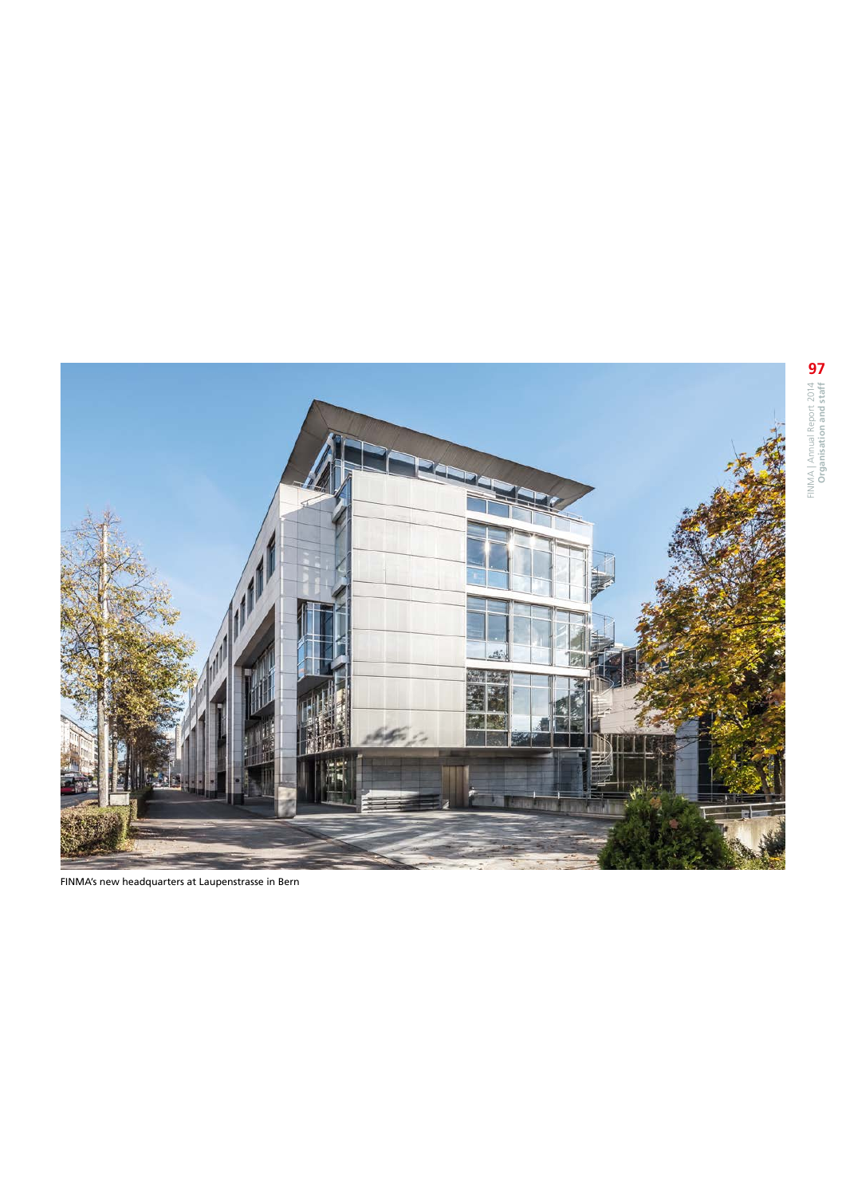FINMA's new headquarters at Laupenstrasse in Bern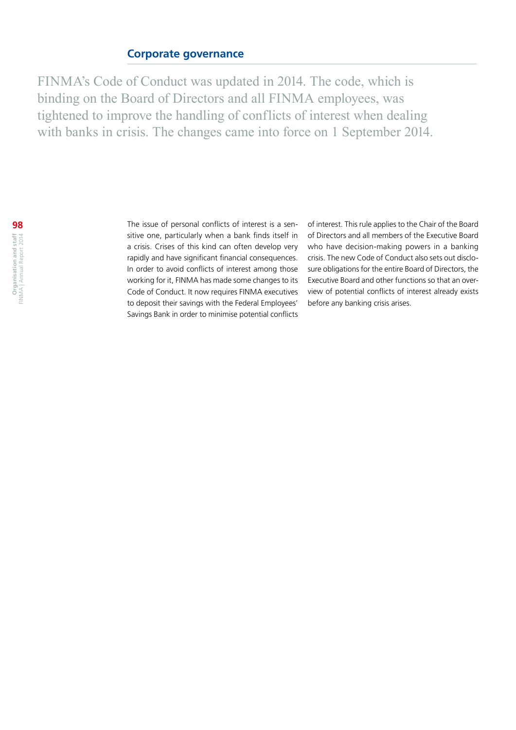## Corporate governance

FINMA's Code of Conduct was updated in 2014. The code, which is binding on the Board of Directors and all FINMA employees, was tightened to improve the handling of conflicts of interest when dealing with banks in crisis. The changes came into force on 1 September 2014.

The issue of personal conflicts of interest is a sensitive one, particularly when a bank finds itself in a crisis. Crises of this kind can often develop very rapidly and have significant financial consequences. In order to avoid conflicts of interest among those working for it, FINMA has made some changes to its Code of Conduct. It now requires FINMA executives to deposit their savings with the Federal Employees' Savings Bank in order to minimise potential conflicts of interest. This rule applies to the Chair of the Board of Directors and all members of the Executive Board who have decision-making powers in a banking crisis. The new Code of Conduct also sets out disclosure obligations for the entire Board of Directors, the Executive Board and other functions so that an overview of potential conflicts of interest already exists before any banking crisis arises.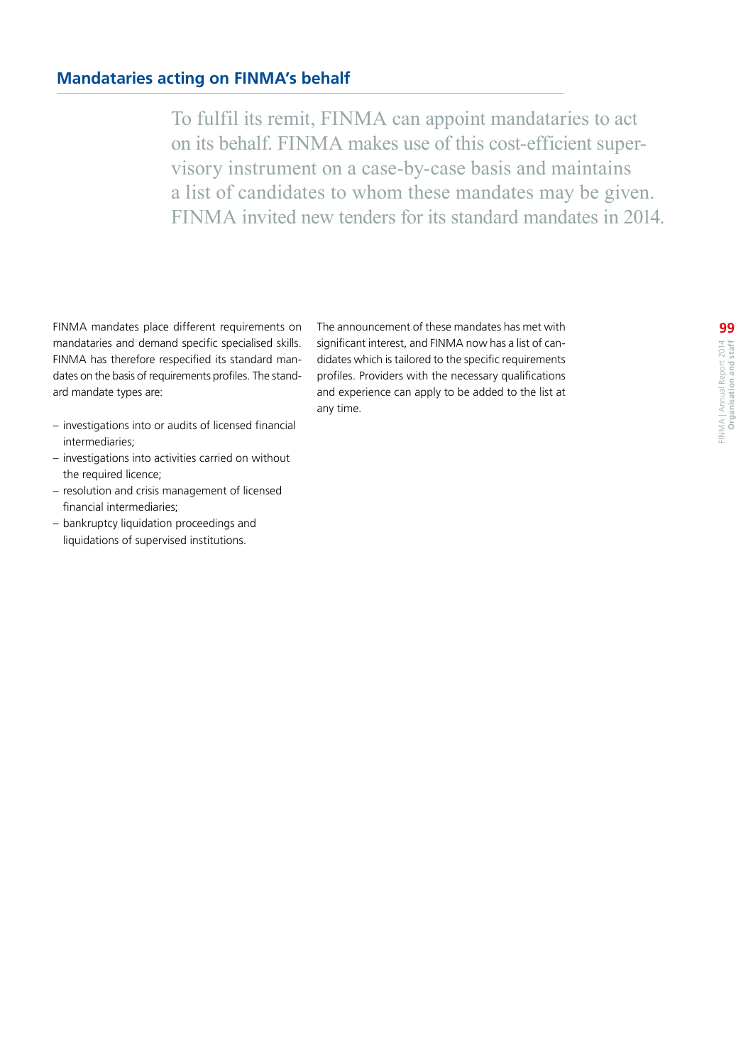## Mandataries acting on FINMA's behalf

To fulfil its remit, FINMA can appoint mandataries to act on its behalf. FINMA makes use of this cost-efficient supervisory instrument on a case-by-case basis and maintains a list of candidates to whom these mandates may be given. FINMA invited new tenders for its standard mandates in 2014.

FINMA mandates place different requirements on mandataries and demand specific specialised skills. FINMA has therefore respecified its standard mandates on the basis of requirements profiles. The standard mandate types are:

- investigations into or audits of licensed financial intermediaries;
- investigations into activities carried on without the required licence;
- resolution and crisis management of licensed financial intermediaries;
- bankruptcy liquidation proceedings and liquidations of supervised institutions.

The announcement of these mandates has met with significant interest, and FINMA now has a list of candidates which is tailored to the specific requirements profiles. Providers with the necessary qualifications and experience can apply to be added to the list at any time.